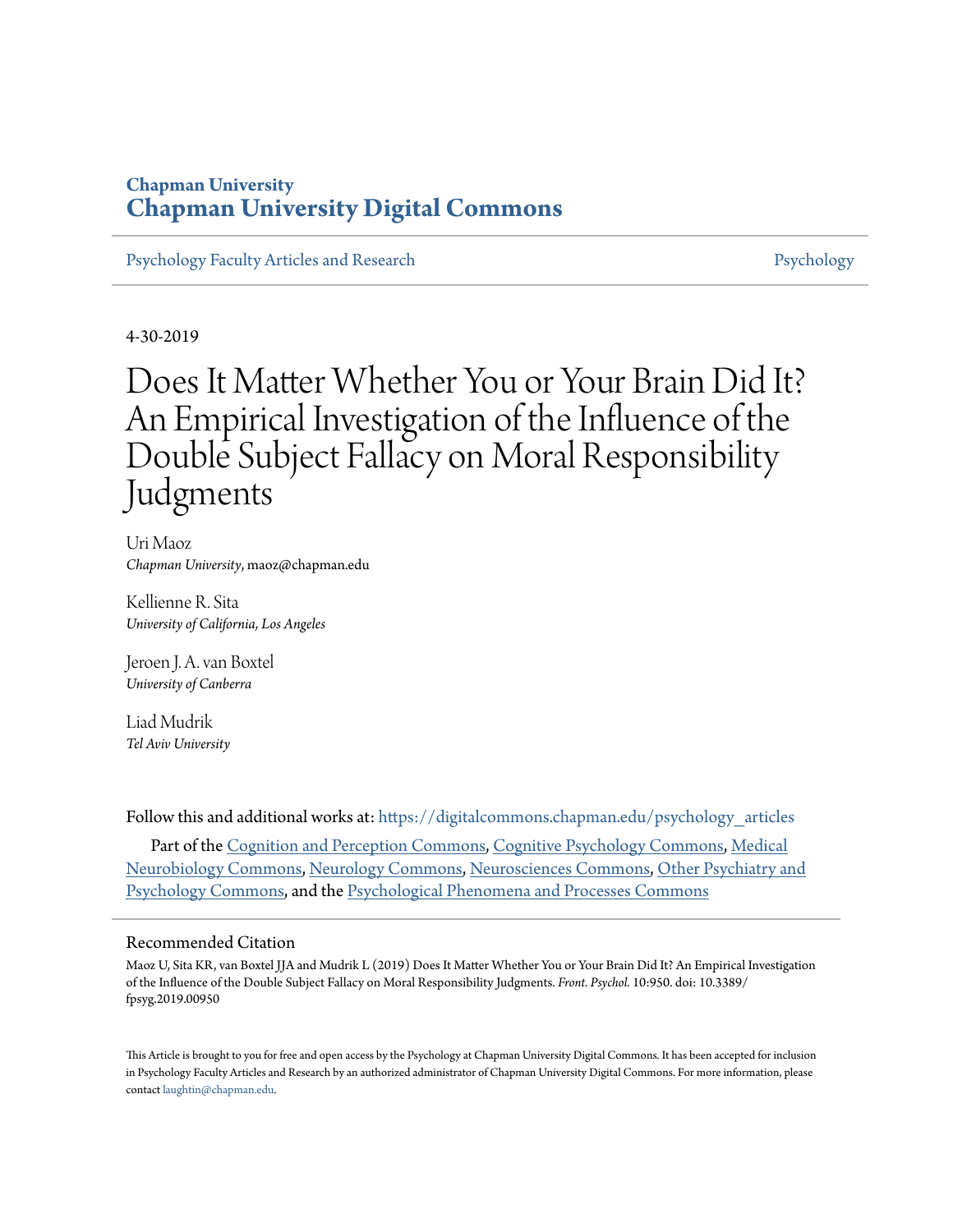**Chapman University**
**Chapman University Digital Commons**

Psychology Faculty Articles and Research | Psychology

4-30-2019

# Does It Matter Whether You or Your Brain Did It? An Empirical Investigation of the Influence of the Double Subject Fallacy on Moral Responsibility Judgments

Uri Maoz
*Chapman University*, maoz@chapman.edu

Kellienne R. Sita
*University of California, Los Angeles*

Jeroen J. A. van Boxtel
*University of Canberra*

Liad Mudrik
*Tel Aviv University*

Follow this and additional works at: https://digitalcommons.chapman.edu/psychology_articles

Part of the Cognition and Perception Commons, Cognitive Psychology Commons, Medical Neurobiology Commons, Neurology Commons, Neurosciences Commons, Other Psychiatry and Psychology Commons, and the Psychological Phenomena and Processes Commons

## Recommended Citation

Maoz U, Sita KR, van Boxtel JJA and Mudrik L (2019) Does It Matter Whether You or Your Brain Did It? An Empirical Investigation of the Influence of the Double Subject Fallacy on Moral Responsibility Judgments. *Front. Psychol.* 10:950. doi: 10.3389/fpsyg.2019.00950

This Article is brought to you for free and open access by the Psychology at Chapman University Digital Commons. It has been accepted for inclusion in Psychology Faculty Articles and Research by an authorized administrator of Chapman University Digital Commons. For more information, please contact laughtin@chapman.edu.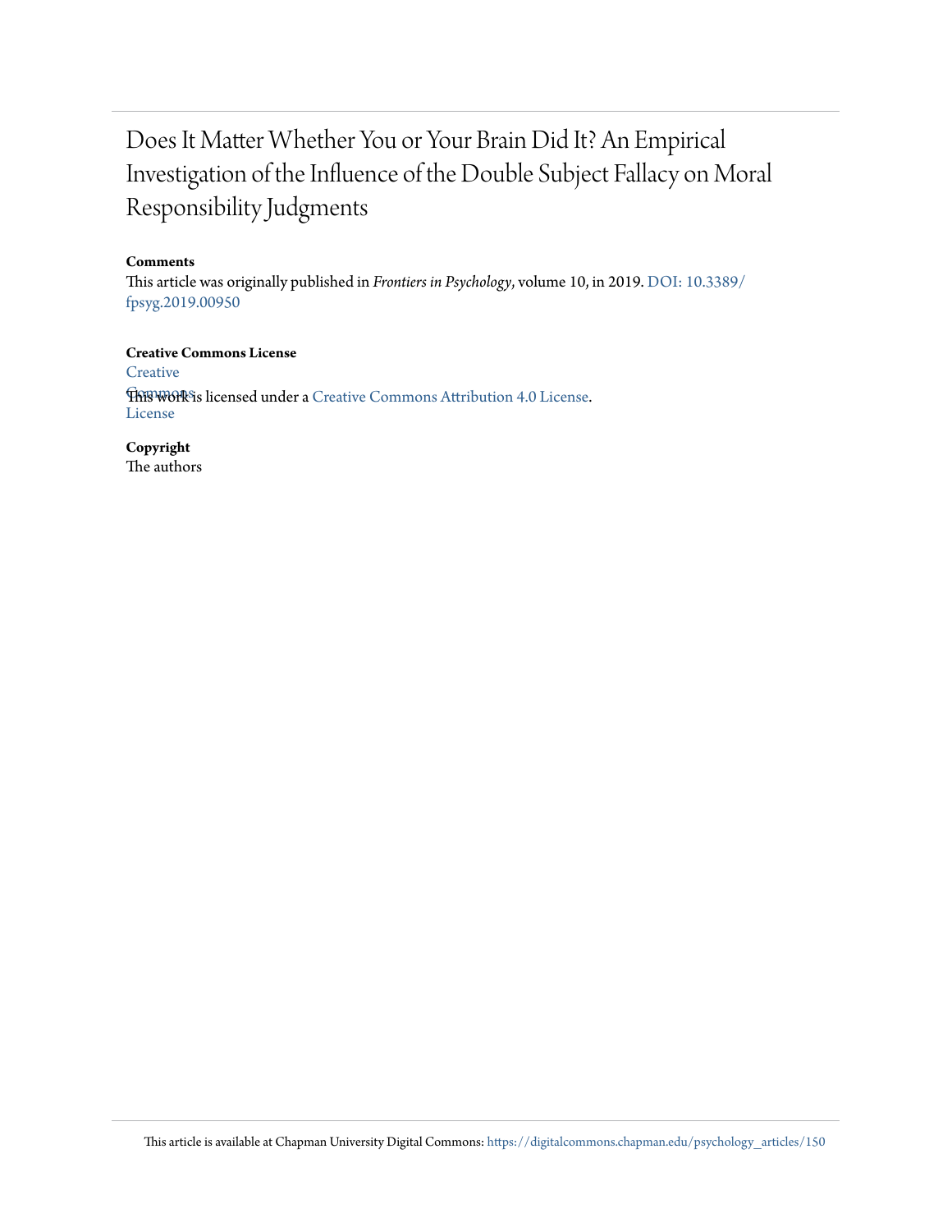# Does It Matter Whether You or Your Brain Did It? An Empirical Investigation of the Influence of the Double Subject Fallacy on Moral Responsibility Judgments

**Comments**

This article was originally published in *Frontiers in Psychology*, volume 10, in 2019. DOI: 10.3389/fpsyg.2019.00950

**Creative Commons License**

Creative Commons License

This work is licensed under a Creative Commons Attribution 4.0 License.

**Copyright**

The authors

This article is available at Chapman University Digital Commons: https://digitalcommons.chapman.edu/psychology_articles/150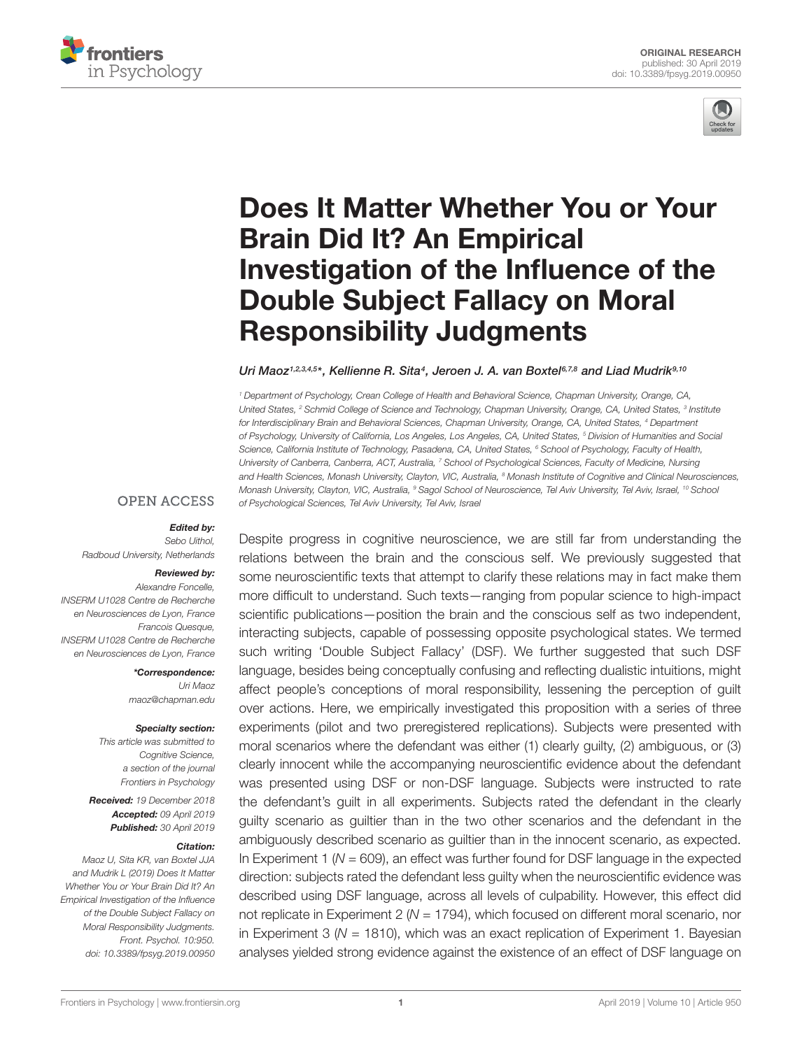# Does It Matter Whether You or Your Brain Did It? An Empirical Investigation of the Influence of the Double Subject Fallacy on Moral Responsibility Judgments

*Uri Maoz[1,2,3,4,5]\*, Kellienne R. Sita[4], Jeroen J. A. van Boxtel[6,7,8] and Liad Mudrik[9,10]*

[1] Department of Psychology, Crean College of Health and Behavioral Science, Chapman University, Orange, CA, United States, [2] Schmid College of Science and Technology, Chapman University, Orange, CA, United States, [3] Institute for Interdisciplinary Brain and Behavioral Sciences, Chapman University, Orange, CA, United States, [4] Department of Psychology, University of California, Los Angeles, Los Angeles, CA, United States, [5] Division of Humanities and Social Science, California Institute of Technology, Pasadena, CA, United States, [6] School of Psychology, Faculty of Health, University of Canberra, Canberra, ACT, Australia, [7] School of Psychological Sciences, Faculty of Medicine, Nursing and Health Sciences, Monash University, Clayton, VIC, Australia, [8] Monash Institute of Cognitive and Clinical Neurosciences, Monash University, Clayton, VIC, Australia, [9] Sagol School of Neuroscience, Tel Aviv University, Tel Aviv, Israel, [10] School of Psychological Sciences, Tel Aviv University, Tel Aviv, Israel

OPEN ACCESS

***Edited by:***
Sebo Uithol,
Radboud University, Netherlands

***Reviewed by:***
Alexandre Foncelle,
INSERM U1028 Centre de Recherche en Neurosciences de Lyon, France
Francois Quesque,
INSERM U1028 Centre de Recherche en Neurosciences de Lyon, France

***\*Correspondence:***
Uri Maoz
maoz@chapman.edu

***Specialty section:***
This article was submitted to Cognitive Science, a section of the journal Frontiers in Psychology

***Received:*** 19 December 2018
***Accepted:*** 09 April 2019
***Published:*** 30 April 2019

***Citation:***
Maoz U, Sita KR, van Boxtel JJA and Mudrik L (2019) Does It Matter Whether You or Your Brain Did It? An Empirical Investigation of the Influence of the Double Subject Fallacy on Moral Responsibility Judgments. Front. Psychol. 10:950. doi: 10.3389/fpsyg.2019.00950

Despite progress in cognitive neuroscience, we are still far from understanding the relations between the brain and the conscious self. We previously suggested that some neuroscientific texts that attempt to clarify these relations may in fact make them more difficult to understand. Such texts—ranging from popular science to high-impact scientific publications—position the brain and the conscious self as two independent, interacting subjects, capable of possessing opposite psychological states. We termed such writing 'Double Subject Fallacy' (DSF). We further suggested that such DSF language, besides being conceptually confusing and reflecting dualistic intuitions, might affect people's conceptions of moral responsibility, lessening the perception of guilt over actions. Here, we empirically investigated this proposition with a series of three experiments (pilot and two preregistered replications). Subjects were presented with moral scenarios where the defendant was either (1) clearly guilty, (2) ambiguous, or (3) clearly innocent while the accompanying neuroscientific evidence about the defendant was presented using DSF or non-DSF language. Subjects were instructed to rate the defendant's guilt in all experiments. Subjects rated the defendant in the clearly guilty scenario as guiltier than in the two other scenarios and the defendant in the ambiguously described scenario as guiltier than in the innocent scenario, as expected. In Experiment 1 ($N = 609$), an effect was further found for DSF language in the expected direction: subjects rated the defendant less guilty when the neuroscientific evidence was described using DSF language, across all levels of culpability. However, this effect did not replicate in Experiment 2 ($N = 1794$), which focused on different moral scenario, nor in Experiment 3 ($N = 1810$), which was an exact replication of Experiment 1. Bayesian analyses yielded strong evidence against the existence of an effect of DSF language on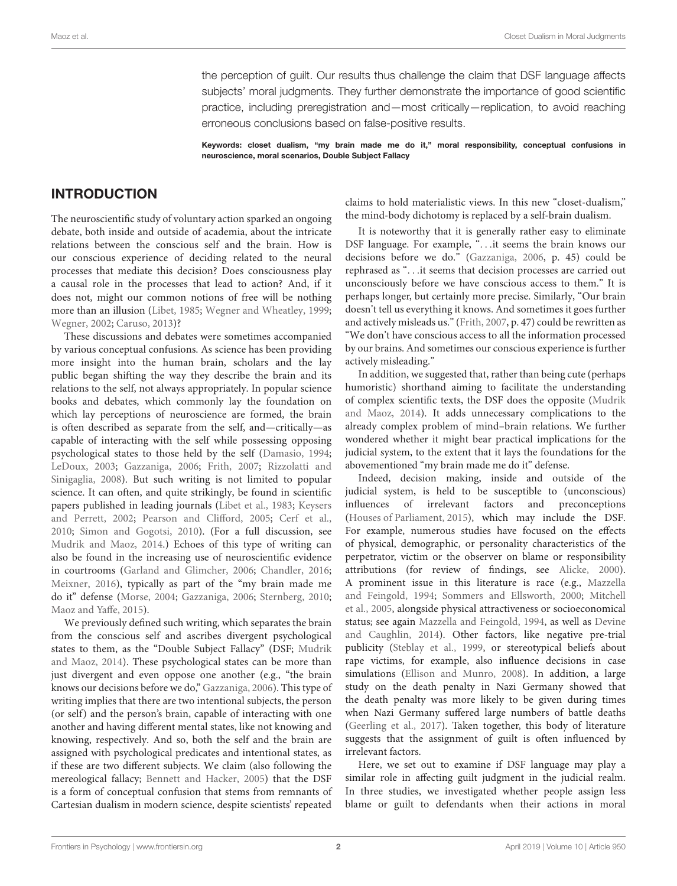the perception of guilt. Our results thus challenge the claim that DSF language affects subjects' moral judgments. They further demonstrate the importance of good scientific practice, including preregistration and—most critically—replication, to avoid reaching erroneous conclusions based on false-positive results.

**Keywords: closet dualism, "my brain made me do it," moral responsibility, conceptual confusions in neuroscience, moral scenarios, Double Subject Fallacy**

## INTRODUCTION

The neuroscientific study of voluntary action sparked an ongoing debate, both inside and outside of academia, about the intricate relations between the conscious self and the brain. How is our conscious experience of deciding related to the neural processes that mediate this decision? Does consciousness play a causal role in the processes that lead to action? And, if it does not, might our common notions of free will be nothing more than an illusion (Libet, 1985; Wegner and Wheatley, 1999; Wegner, 2002; Caruso, 2013)?

These discussions and debates were sometimes accompanied by various conceptual confusions. As science has been providing more insight into the human brain, scholars and the lay public began shifting the way they describe the brain and its relations to the self, not always appropriately. In popular science books and debates, which commonly lay the foundation on which lay perceptions of neuroscience are formed, the brain is often described as separate from the self, and—critically—as capable of interacting with the self while possessing opposing psychological states to those held by the self (Damasio, 1994; LeDoux, 2003; Gazzaniga, 2006; Frith, 2007; Rizzolatti and Sinigaglia, 2008). But such writing is not limited to popular science. It can often, and quite strikingly, be found in scientific papers published in leading journals (Libet et al., 1983; Keysers and Perrett, 2002; Pearson and Clifford, 2005; Cerf et al., 2010; Simon and Gogotsi, 2010). (For a full discussion, see Mudrik and Maoz, 2014.) Echoes of this type of writing can also be found in the increasing use of neuroscientific evidence in courtrooms (Garland and Glimcher, 2006; Chandler, 2016; Meixner, 2016), typically as part of the "my brain made me do it" defense (Morse, 2004; Gazzaniga, 2006; Sternberg, 2010; Maoz and Yaffe, 2015).

We previously defined such writing, which separates the brain from the conscious self and ascribes divergent psychological states to them, as the "Double Subject Fallacy" (DSF; Mudrik and Maoz, 2014). These psychological states can be more than just divergent and even oppose one another (e.g., "the brain knows our decisions before we do," Gazzaniga, 2006). This type of writing implies that there are two intentional subjects, the person (or self) and the person's brain, capable of interacting with one another and having different mental states, like not knowing and knowing, respectively. And so, both the self and the brain are assigned with psychological predicates and intentional states, as if these are two different subjects. We claim (also following the mereological fallacy; Bennett and Hacker, 2005) that the DSF is a form of conceptual confusion that stems from remnants of Cartesian dualism in modern science, despite scientists' repeated claims to hold materialistic views. In this new "closet-dualism," the mind-body dichotomy is replaced by a self-brain dualism.

It is noteworthy that it is generally rather easy to eliminate DSF language. For example, "...it seems the brain knows our decisions before we do." (Gazzaniga, 2006, p. 45) could be rephrased as "...it seems that decision processes are carried out unconsciously before we have conscious access to them." It is perhaps longer, but certainly more precise. Similarly, "Our brain doesn't tell us everything it knows. And sometimes it goes further and actively misleads us." (Frith, 2007, p. 47) could be rewritten as "We don't have conscious access to all the information processed by our brains. And sometimes our conscious experience is further actively misleading."

In addition, we suggested that, rather than being cute (perhaps humoristic) shorthand aiming to facilitate the understanding of complex scientific texts, the DSF does the opposite (Mudrik and Maoz, 2014). It adds unnecessary complications to the already complex problem of mind–brain relations. We further wondered whether it might bear practical implications for the judicial system, to the extent that it lays the foundations for the abovementioned "my brain made me do it" defense.

Indeed, decision making, inside and outside of the judicial system, is held to be susceptible to (unconscious) influences of irrelevant factors and preconceptions (Houses of Parliament, 2015), which may include the DSF. For example, numerous studies have focused on the effects of physical, demographic, or personality characteristics of the perpetrator, victim or the observer on blame or responsibility attributions (for review of findings, see Alicke, 2000). A prominent issue in this literature is race (e.g., Mazzella and Feingold, 1994; Sommers and Ellsworth, 2000; Mitchell et al., 2005, alongside physical attractiveness or socioeconomical status; see again Mazzella and Feingold, 1994, as well as Devine and Caughlin, 2014). Other factors, like negative pre-trial publicity (Steblay et al., 1999, or stereotypical beliefs about rape victims, for example, also influence decisions in case simulations (Ellison and Munro, 2008). In addition, a large study on the death penalty in Nazi Germany showed that the death penalty was more likely to be given during times when Nazi Germany suffered large numbers of battle deaths (Geerling et al., 2017). Taken together, this body of literature suggests that the assignment of guilt is often influenced by irrelevant factors.

Here, we set out to examine if DSF language may play a similar role in affecting guilt judgment in the judicial realm. In three studies, we investigated whether people assign less blame or guilt to defendants when their actions in moral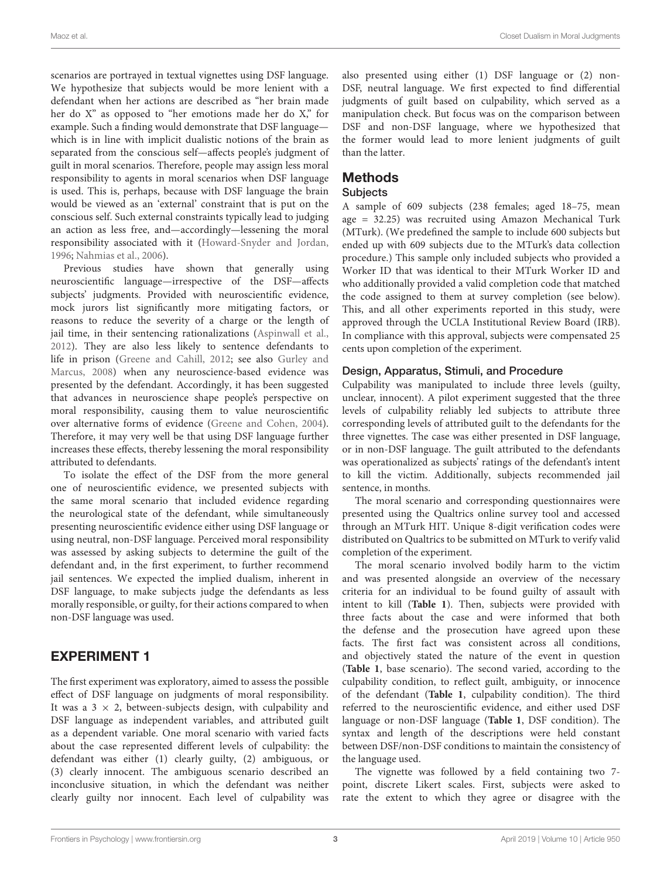scenarios are portrayed in textual vignettes using DSF language. We hypothesize that subjects would be more lenient with a defendant when her actions are described as "her brain made her do X" as opposed to "her emotions made her do X," for example. Such a finding would demonstrate that DSF language—which is in line with implicit dualistic notions of the brain as separated from the conscious self—affects people's judgment of guilt in moral scenarios. Therefore, people may assign less moral responsibility to agents in moral scenarios when DSF language is used. This is, perhaps, because with DSF language the brain would be viewed as an 'external' constraint that is put on the conscious self. Such external constraints typically lead to judging an action as less free, and—accordingly—lessening the moral responsibility associated with it (Howard-Snyder and Jordan, 1996; Nahmias et al., 2006).

Previous studies have shown that generally using neuroscientific language—irrespective of the DSF—affects subjects' judgments. Provided with neuroscientific evidence, mock jurors list significantly more mitigating factors, or reasons to reduce the severity of a charge or the length of jail time, in their sentencing rationalizations (Aspinwall et al., 2012). They are also less likely to sentence defendants to life in prison (Greene and Cahill, 2012; see also Gurley and Marcus, 2008) when any neuroscience-based evidence was presented by the defendant. Accordingly, it has been suggested that advances in neuroscience shape people's perspective on moral responsibility, causing them to value neuroscientific over alternative forms of evidence (Greene and Cohen, 2004). Therefore, it may very well be that using DSF language further increases these effects, thereby lessening the moral responsibility attributed to defendants.

To isolate the effect of the DSF from the more general one of neuroscientific evidence, we presented subjects with the same moral scenario that included evidence regarding the neurological state of the defendant, while simultaneously presenting neuroscientific evidence either using DSF language or using neutral, non-DSF language. Perceived moral responsibility was assessed by asking subjects to determine the guilt of the defendant and, in the first experiment, to further recommend jail sentences. We expected the implied dualism, inherent in DSF language, to make subjects judge the defendants as less morally responsible, or guilty, for their actions compared to when non-DSF language was used.

# EXPERIMENT 1

The first experiment was exploratory, aimed to assess the possible effect of DSF language on judgments of moral responsibility. It was a $3 \times 2$, between-subjects design, with culpability and DSF language as independent variables, and attributed guilt as a dependent variable. One moral scenario with varied facts about the case represented different levels of culpability: the defendant was either (1) clearly guilty, (2) ambiguous, or (3) clearly innocent. The ambiguous scenario described an inconclusive situation, in which the defendant was neither clearly guilty nor innocent. Each level of culpability was also presented using either (1) DSF language or (2) non-DSF, neutral language. We first expected to find differential judgments of guilt based on culpability, which served as a manipulation check. But focus was on the comparison between DSF and non-DSF language, where we hypothesized that the former would lead to more lenient judgments of guilt than the latter.

## Methods

### Subjects

A sample of 609 subjects (238 females; aged 18–75, mean age = 32.25) was recruited using Amazon Mechanical Turk (MTurk). (We predefined the sample to include 600 subjects but ended up with 609 subjects due to the MTurk's data collection procedure.) This sample only included subjects who provided a Worker ID that was identical to their MTurk Worker ID and who additionally provided a valid completion code that matched the code assigned to them at survey completion (see below). This, and all other experiments reported in this study, were approved through the UCLA Institutional Review Board (IRB). In compliance with this approval, subjects were compensated 25 cents upon completion of the experiment.

### Design, Apparatus, Stimuli, and Procedure

Culpability was manipulated to include three levels (guilty, unclear, innocent). A pilot experiment suggested that the three levels of culpability reliably led subjects to attribute three corresponding levels of attributed guilt to the defendants for the three vignettes. The case was either presented in DSF language, or in non-DSF language. The guilt attributed to the defendants was operationalized as subjects' ratings of the defendant's intent to kill the victim. Additionally, subjects recommended jail sentence, in months.

The moral scenario and corresponding questionnaires were presented using the Qualtrics online survey tool and accessed through an MTurk HIT. Unique 8-digit verification codes were distributed on Qualtrics to be submitted on MTurk to verify valid completion of the experiment.

The moral scenario involved bodily harm to the victim and was presented alongside an overview of the necessary criteria for an individual to be found guilty of assault with intent to kill (**Table 1**). Then, subjects were provided with three facts about the case and were informed that both the defense and the prosecution have agreed upon these facts. The first fact was consistent across all conditions, and objectively stated the nature of the event in question (**Table 1**, base scenario). The second varied, according to the culpability condition, to reflect guilt, ambiguity, or innocence of the defendant (**Table 1**, culpability condition). The third referred to the neuroscientific evidence, and either used DSF language or non-DSF language (**Table 1**, DSF condition). The syntax and length of the descriptions were held constant between DSF/non-DSF conditions to maintain the consistency of the language used.

The vignette was followed by a field containing two 7-point, discrete Likert scales. First, subjects were asked to rate the extent to which they agree or disagree with the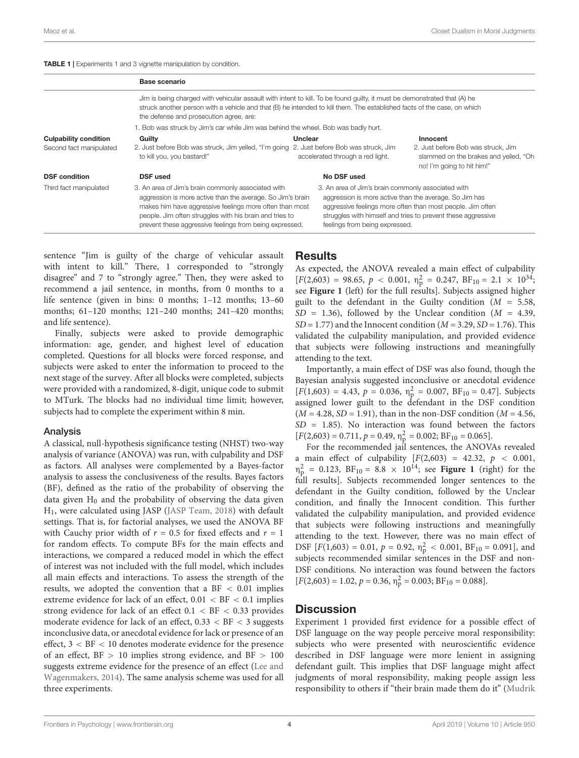**TABLE 1 |** Experiments 1 and 3 vignette manipulation by condition.

| | Base scenario | | |
|---|---|---|---|
| | Jim is being charged with vehicular assault with intent to kill. To be found guilty, it must be demonstrated that (A) he struck another person with a vehicle and that (B) he intended to kill them. The established facts of the case, on which the defense and prosecution agree, are: | | |
| | 1. Bob was struck by Jim's car while Jim was behind the wheel. Bob was badly hurt. | | |
| **Culpability condition** | **Guilty** | **Unclear** | **Innocent** |
| Second fact manipulated | 2. Just before Bob was struck, Jim yelled, "I'm going to kill you, you bastard!" | 2. Just before Bob was struck, Jim accelerated through a red light. | 2. Just before Bob was struck, Jim slammed on the brakes and yelled, "Oh no! I'm going to hit him!" |
| **DSF condition** | **DSF used** | **No DSF used** | |
| Third fact manipulated | 3. An area of Jim's brain commonly associated with aggression is more active than the average. So Jim's brain makes him have aggressive feelings more often than most people. Jim often struggles with his brain and tries to prevent these aggressive feelings from being expressed. | 3. An area of Jim's brain commonly associated with aggression is more active than the average. So Jim has aggressive feelings more often than most people. Jim often struggles with himself and tries to prevent these aggressive feelings from being expressed. | |

sentence "Jim is guilty of the charge of vehicular assault with intent to kill." There, 1 corresponded to "strongly disagree" and 7 to "strongly agree." Then, they were asked to recommend a jail sentence, in months, from 0 months to a life sentence (given in bins: 0 months; 1–12 months; 13–60 months; 61–120 months; 121–240 months; 241–420 months; and life sentence).

Finally, subjects were asked to provide demographic information: age, gender, and highest level of education completed. Questions for all blocks were forced response, and subjects were asked to enter the information to proceed to the next stage of the survey. After all blocks were completed, subjects were provided with a randomized, 8-digit, unique code to submit to MTurk. The blocks had no individual time limit; however, subjects had to complete the experiment within 8 min.

### Analysis

A classical, null-hypothesis significance testing (NHST) two-way analysis of variance (ANOVA) was run, with culpability and DSF as factors. All analyses were complemented by a Bayes-factor analysis to assess the conclusiveness of the results. Bayes factors (BF), defined as the ratio of the probability of observing the data given $H_0$ and the probability of observing the data given $H_1$, were calculated using JASP (JASP Team, 2018) with default settings. That is, for factorial analyses, we used the ANOVA BF with Cauchy prior width of $r = 0.5$ for fixed effects and $r = 1$ for random effects. To compute BFs for the main effects and interactions, we compared a reduced model in which the effect of interest was not included with the full model, which includes all main effects and interactions. To assess the strength of the results, we adopted the convention that a $BF < 0.01$ implies extreme evidence for lack of an effect, $0.01 < BF < 0.1$ implies strong evidence for lack of an effect $0.1 < BF < 0.33$ provides moderate evidence for lack of an effect, $0.33 < BF < 3$ suggests inconclusive data, or anecdotal evidence for lack or presence of an effect, $3 < BF < 10$ denotes moderate evidence for the presence of an effect, $BF > 10$ implies strong evidence, and $BF > 100$ suggests extreme evidence for the presence of an effect (Lee and Wagenmakers, 2014). The same analysis scheme was used for all three experiments.

## Results

As expected, the ANOVA revealed a main effect of culpability [$F(2,603) = 98.65$, $p < 0.001$, $\eta_p^2 = 0.247$, $BF_{10} = 2.1 \times 10^{34}$; see **Figure 1** (left) for the full results]. Subjects assigned higher guilt to the defendant in the Guilty condition ($M = 5.58$, $SD = 1.36$), followed by the Unclear condition ($M = 4.39$, $SD = 1.77$) and the Innocent condition ($M = 3.29$, $SD = 1.76$). This validated the culpability manipulation, and provided evidence that subjects were following instructions and meaningfully attending to the text.

Importantly, a main effect of DSF was also found, though the Bayesian analysis suggested inconclusive or anecdotal evidence [$F(1,603) = 4.43$, $p = 0.036$, $\eta_p^2 = 0.007$, $BF_{10} = 0.47$]. Subjects assigned lower guilt to the defendant in the DSF condition ($M = 4.28$, $SD = 1.91$), than in the non-DSF condition ($M = 4.56$, $SD = 1.85$). No interaction was found between the factors [$F(2,603) = 0.711$, $p = 0.49$, $\eta_p^2 = 0.002$; $BF_{10} = 0.065$].

For the recommended jail sentences, the ANOVAs revealed a main effect of culpability [$F(2,603) = 42.32$, $p < 0.001$, $\eta_p^2 = 0.123$, $BF_{10} = 8.8 \times 10^{14}$; see **Figure 1** (right) for the full results]. Subjects recommended longer sentences to the defendant in the Guilty condition, followed by the Unclear condition, and finally the Innocent condition. This further validated the culpability manipulation, and provided evidence that subjects were following instructions and meaningfully attending to the text. However, there was no main effect of DSF [$F(1,603) = 0.01$, $p = 0.92$, $\eta_p^2 < 0.001$, $BF_{10} = 0.091$], and subjects recommended similar sentences in the DSF and non-DSF conditions. No interaction was found between the factors [$F(2,603) = 1.02$, $p = 0.36$, $\eta_p^2 = 0.003$; $BF_{10} = 0.088$].

## Discussion

Experiment 1 provided first evidence for a possible effect of DSF language on the way people perceive moral responsibility: subjects who were presented with neuroscientific evidence described in DSF language were more lenient in assigning defendant guilt. This implies that DSF language might affect judgments of moral responsibility, making people assign less responsibility to others if "their brain made them do it" (Mudrik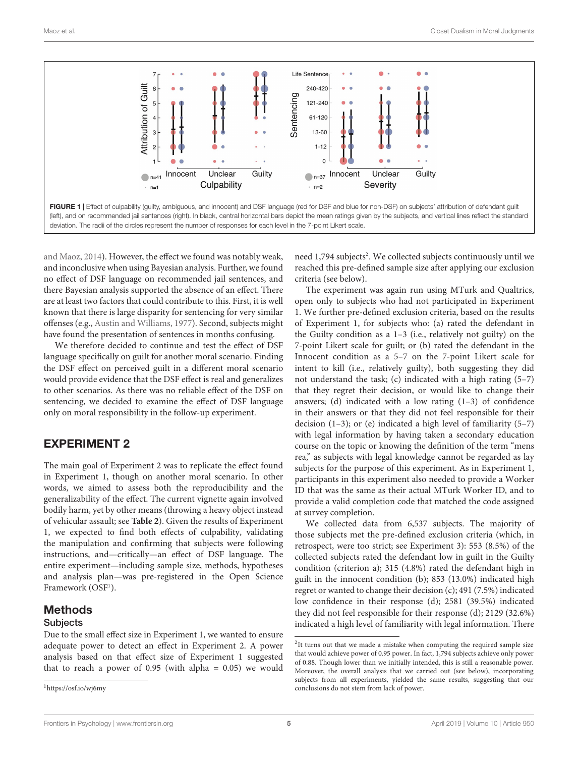7
6
5
4
3
2
1

Attribution of Guilt

n=41
n=1

Innocent Unclear Guilty
Culpability

Life Sentence
240-420
121-240
61-120
13-60
1-12
0

Sentencing

n=37
n=2

Innocent Unclear Guilty
Severity

**FIGURE 1** | Effect of culpability (guilty, ambiguous, and innocent) and DSF language (red for DSF and blue for non-DSF) on subjects' attribution of defendant guilt (left), and on recommended jail sentences (right). In black, central horizontal bars depict the mean ratings given by the subjects, and vertical lines reflect the standard deviation. The radii of the circles represent the number of responses for each level in the 7-point Likert scale.

and Maoz, 2014). However, the effect we found was notably weak, and inconclusive when using Bayesian analysis. Further, we found no effect of DSF language on recommended jail sentences, and there Bayesian analysis supported the absence of an effect. There are at least two factors that could contribute to this. First, it is well known that there is large disparity for sentencing for very similar offenses (e.g., Austin and Williams, 1977). Second, subjects might have found the presentation of sentences in months confusing.

We therefore decided to continue and test the effect of DSF language specifically on guilt for another moral scenario. Finding the DSF effect on perceived guilt in a different moral scenario would provide evidence that the DSF effect is real and generalizes to other scenarios. As there was no reliable effect of the DSF on sentencing, we decided to examine the effect of DSF language only on moral responsibility in the follow-up experiment.

## EXPERIMENT 2

The main goal of Experiment 2 was to replicate the effect found in Experiment 1, though on another moral scenario. In other words, we aimed to assess both the reproducibility and the generalizability of the effect. The current vignette again involved bodily harm, yet by other means (throwing a heavy object instead of vehicular assault; see **Table 2**). Given the results of Experiment 1, we expected to find both effects of culpability, validating the manipulation and confirming that subjects were following instructions, and—critically—an effect of DSF language. The entire experiment—including sample size, methods, hypotheses and analysis plan—was pre-registered in the Open Science Framework (OSF[1]).

## Methods

### Subjects

Due to the small effect size in Experiment 1, we wanted to ensure adequate power to detect an effect in Experiment 2. A power analysis based on that effect size of Experiment 1 suggested that to reach a power of 0.95 (with alpha = 0.05) we would need 1,794 subjects[2]. We collected subjects continuously until we reached this pre-defined sample size after applying our exclusion criteria (see below).

The experiment was again run using MTurk and Qualtrics, open only to subjects who had not participated in Experiment 1. We further pre-defined exclusion criteria, based on the results of Experiment 1, for subjects who: (a) rated the defendant in the Guilty condition as a 1–3 (i.e., relatively not guilty) on the 7-point Likert scale for guilt; or (b) rated the defendant in the Innocent condition as a 5–7 on the 7-point Likert scale for intent to kill (i.e., relatively guilty), both suggesting they did not understand the task; (c) indicated with a high rating (5–7) that they regret their decision, or would like to change their answers; (d) indicated with a low rating (1–3) of confidence in their answers or that they did not feel responsible for their decision (1–3); or (e) indicated a high level of familiarity (5–7) with legal information by having taken a secondary education course on the topic or knowing the definition of the term "mens rea," as subjects with legal knowledge cannot be regarded as lay subjects for the purpose of this experiment. As in Experiment 1, participants in this experiment also needed to provide a Worker ID that was the same as their actual MTurk Worker ID, and to provide a valid completion code that matched the code assigned at survey completion.

We collected data from 6,537 subjects. The majority of those subjects met the pre-defined exclusion criteria (which, in retrospect, were too strict; see Experiment 3): 553 (8.5%) of the collected subjects rated the defendant low in guilt in the Guilty condition (criterion a); 315 (4.8%) rated the defendant high in guilt in the innocent condition (b); 853 (13.0%) indicated high regret or wanted to change their decision (c); 491 (7.5%) indicated low confidence in their response (d); 2581 (39.5%) indicated they did not feel responsible for their response (d); 2129 (32.6%) indicated a high level of familiarity with legal information. There

[1]https://osf.io/wj6my

[2]It turns out that we made a mistake when computing the required sample size that would achieve power of 0.95 power. In fact, 1,794 subjects achieve only power of 0.88. Though lower than we initially intended, this is still a reasonable power. Moreover, the overall analysis that we carried out (see below), incorporating subjects from all experiments, yielded the same results, suggesting that our conclusions do not stem from lack of power.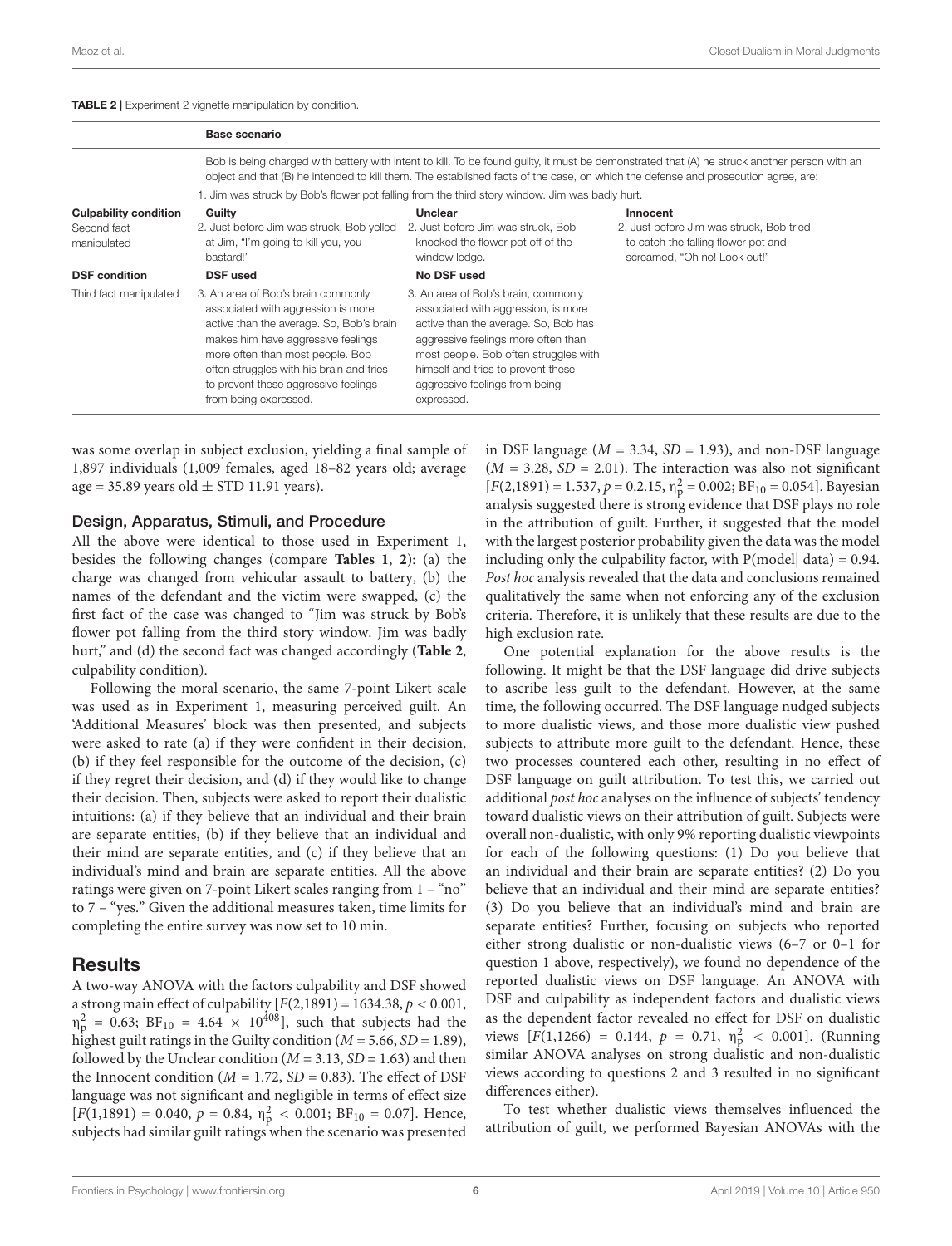**TABLE 2 |** Experiment 2 vignette manipulation by condition.

| | Base scenario | | |
|---|---|---|---|
| | Bob is being charged with battery with intent to kill. To be found guilty, it must be demonstrated that (A) he struck another person with an object and that (B) he intended to kill them. The established facts of the case, on which the defense and prosecution agree, are: 1. Jim was struck by Bob's flower pot falling from the third story window. Jim was badly hurt. | | |
| **Culpability condition** | **Guilty** | **Unclear** | **Innocent** |
| Second fact manipulated | 2. Just before Jim was struck, Bob yelled at Jim, "I'm going to kill you, you bastard!' | 2. Just before Jim was struck, Bob knocked the flower pot off of the window ledge. | 2. Just before Jim was struck, Bob tried to catch the falling flower pot and screamed, "Oh no! Look out!" |
| **DSF condition** | **DSF used** | **No DSF used** | |
| Third fact manipulated | 3. An area of Bob's brain commonly associated with aggression is more active than the average. So, Bob's brain makes him have aggressive feelings more often than most people. Bob often struggles with his brain and tries to prevent these aggressive feelings from being expressed. | 3. An area of Bob's brain, commonly associated with aggression, is more active than the average. So, Bob has aggressive feelings more often than most people. Bob often struggles with himself and tries to prevent these aggressive feelings from being expressed. | |

was some overlap in subject exclusion, yielding a final sample of 1,897 individuals (1,009 females, aged 18–82 years old; average age = 35.89 years old ± STD 11.91 years).

### Design, Apparatus, Stimuli, and Procedure

All the above were identical to those used in Experiment 1, besides the following changes (compare **Tables 1**, **2**): (a) the charge was changed from vehicular assault to battery, (b) the names of the defendant and the victim were swapped, (c) the first fact of the case was changed to "Jim was struck by Bob's flower pot falling from the third story window. Jim was badly hurt," and (d) the second fact was changed accordingly (**Table 2**, culpability condition).

Following the moral scenario, the same 7-point Likert scale was used as in Experiment 1, measuring perceived guilt. An 'Additional Measures' block was then presented, and subjects were asked to rate (a) if they were confident in their decision, (b) if they feel responsible for the outcome of the decision, (c) if they regret their decision, and (d) if they would like to change their decision. Then, subjects were asked to report their dualistic intuitions: (a) if they believe that an individual and their brain are separate entities, (b) if they believe that an individual and their mind are separate entities, and (c) if they believe that an individual's mind and brain are separate entities. All the above ratings were given on 7-point Likert scales ranging from 1 – "no" to 7 – "yes." Given the additional measures taken, time limits for completing the entire survey was now set to 10 min.

## Results

A two-way ANOVA with the factors culpability and DSF showed a strong main effect of culpability [$F(2,1891) = 1634.38$, $p < 0.001$, $\eta_p^2 = 0.63$; $BF_{10} = 4.64 \times 10^{408}$], such that subjects had the highest guilt ratings in the Guilty condition ($M = 5.66$, $SD = 1.89$), followed by the Unclear condition ($M = 3.13$, $SD = 1.63$) and then the Innocent condition ($M = 1.72$, $SD = 0.83$). The effect of DSF language was not significant and negligible in terms of effect size [$F(1,1891) = 0.040$, $p = 0.84$, $\eta_p^2 < 0.001$; $BF_{10} = 0.07$]. Hence, subjects had similar guilt ratings when the scenario was presented in DSF language ($M = 3.34$, $SD = 1.93$), and non-DSF language ($M = 3.28$, $SD = 2.01$). The interaction was also not significant [$F(2,1891) = 1.537$, $p = 0.2.15$, $\eta_p^2 = 0.002$; $BF_{10} = 0.054$]. Bayesian analysis suggested there is strong evidence that DSF plays no role in the attribution of guilt. Further, it suggested that the model with the largest posterior probability given the data was the model including only the culpability factor, with P(model| data) = 0.94. *Post hoc* analysis revealed that the data and conclusions remained qualitatively the same when not enforcing any of the exclusion criteria. Therefore, it is unlikely that these results are due to the high exclusion rate.

One potential explanation for the above results is the following. It might be that the DSF language did drive subjects to ascribe less guilt to the defendant. However, at the same time, the following occurred. The DSF language nudged subjects to more dualistic views, and those more dualistic view pushed subjects to attribute more guilt to the defendant. Hence, these two processes countered each other, resulting in no effect of DSF language on guilt attribution. To test this, we carried out additional *post hoc* analyses on the influence of subjects' tendency toward dualistic views on their attribution of guilt. Subjects were overall non-dualistic, with only 9% reporting dualistic viewpoints for each of the following questions: (1) Do you believe that an individual and their brain are separate entities? (2) Do you believe that an individual and their mind are separate entities? (3) Do you believe that an individual's mind and brain are separate entities? Further, focusing on subjects who reported either strong dualistic or non-dualistic views (6–7 or 0–1 for question 1 above, respectively), we found no dependence of the reported dualistic views on DSF language. An ANOVA with DSF and culpability as independent factors and dualistic views as the dependent factor revealed no effect for DSF on dualistic views [$F(1,1266) = 0.144$, $p = 0.71$, $\eta_p^2 < 0.001$]. (Running similar ANOVA analyses on strong dualistic and non-dualistic views according to questions 2 and 3 resulted in no significant differences either).

To test whether dualistic views themselves influenced the attribution of guilt, we performed Bayesian ANOVAs with the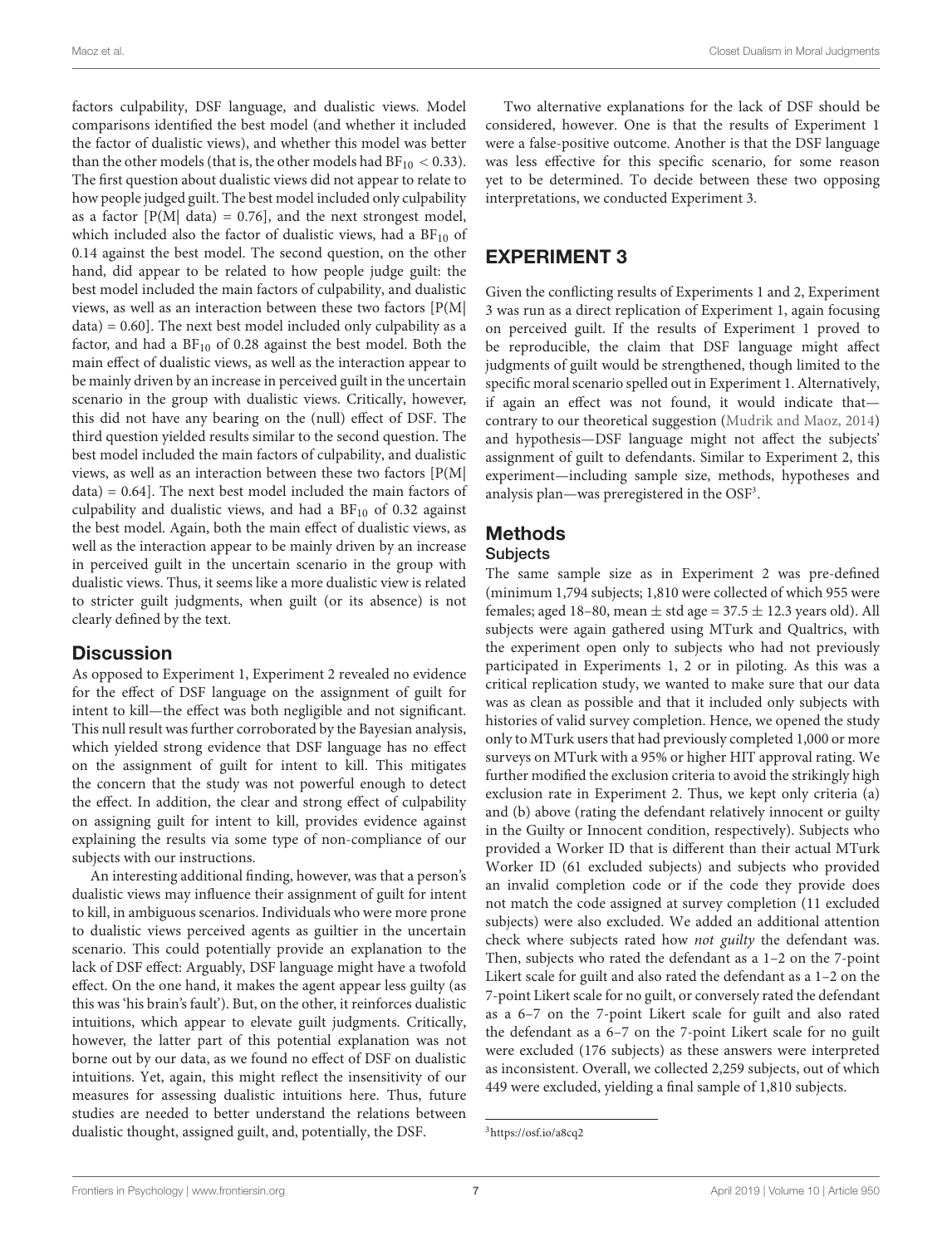factors culpability, DSF language, and dualistic views. Model comparisons identified the best model (and whether it included the factor of dualistic views), and whether this model was better than the other models (that is, the other models had $BF_{10} < 0.33$). The first question about dualistic views did not appear to relate to how people judged guilt. The best model included only culpability as a factor [P(M| data) = 0.76], and the next strongest model, which included also the factor of dualistic views, had a $BF_{10}$ of 0.14 against the best model. The second question, on the other hand, did appear to be related to how people judge guilt: the best model included the main factors of culpability, and dualistic views, as well as an interaction between these two factors [P(M| data) = 0.60]. The next best model included only culpability as a factor, and had a $BF_{10}$ of 0.28 against the best model. Both the main effect of dualistic views, as well as the interaction appear to be mainly driven by an increase in perceived guilt in the uncertain scenario in the group with dualistic views. Critically, however, this did not have any bearing on the (null) effect of DSF. The third question yielded results similar to the second question. The best model included the main factors of culpability, and dualistic views, as well as an interaction between these two factors [P(M| data) = 0.64]. The next best model included the main factors of culpability and dualistic views, and had a $BF_{10}$ of 0.32 against the best model. Again, both the main effect of dualistic views, as well as the interaction appear to be mainly driven by an increase in perceived guilt in the uncertain scenario in the group with dualistic views. Thus, it seems like a more dualistic view is related to stricter guilt judgments, when guilt (or its absence) is not clearly defined by the text.

## Discussion

As opposed to Experiment 1, Experiment 2 revealed no evidence for the effect of DSF language on the assignment of guilt for intent to kill—the effect was both negligible and not significant. This null result was further corroborated by the Bayesian analysis, which yielded strong evidence that DSF language has no effect on the assignment of guilt for intent to kill. This mitigates the concern that the study was not powerful enough to detect the effect. In addition, the clear and strong effect of culpability on assigning guilt for intent to kill, provides evidence against explaining the results via some type of non-compliance of our subjects with our instructions.

An interesting additional finding, however, was that a person's dualistic views may influence their assignment of guilt for intent to kill, in ambiguous scenarios. Individuals who were more prone to dualistic views perceived agents as guiltier in the uncertain scenario. This could potentially provide an explanation to the lack of DSF effect: Arguably, DSF language might have a twofold effect. On the one hand, it makes the agent appear less guilty (as this was 'his brain's fault'). But, on the other, it reinforces dualistic intuitions, which appear to elevate guilt judgments. Critically, however, the latter part of this potential explanation was not borne out by our data, as we found no effect of DSF on dualistic intuitions. Yet, again, this might reflect the insensitivity of our measures for assessing dualistic intuitions here. Thus, future studies are needed to better understand the relations between dualistic thought, assigned guilt, and, potentially, the DSF.

Two alternative explanations for the lack of DSF should be considered, however. One is that the results of Experiment 1 were a false-positive outcome. Another is that the DSF language was less effective for this specific scenario, for some reason yet to be determined. To decide between these two opposing interpretations, we conducted Experiment 3.

# EXPERIMENT 3

Given the conflicting results of Experiments 1 and 2, Experiment 3 was run as a direct replication of Experiment 1, again focusing on perceived guilt. If the results of Experiment 1 proved to be reproducible, the claim that DSF language might affect judgments of guilt would be strengthened, though limited to the specific moral scenario spelled out in Experiment 1. Alternatively, if again an effect was not found, it would indicate that—contrary to our theoretical suggestion (Mudrik and Maoz, 2014) and hypothesis—DSF language might not affect the subjects' assignment of guilt to defendants. Similar to Experiment 2, this experiment—including sample size, methods, hypotheses and analysis plan—was preregistered in the OSF[3].

## Methods

### Subjects

The same sample size as in Experiment 2 was pre-defined (minimum 1,794 subjects; 1,810 were collected of which 955 were females; aged 18–80, mean ± std age = 37.5 ± 12.3 years old). All subjects were again gathered using MTurk and Qualtrics, with the experiment open only to subjects who had not previously participated in Experiments 1, 2 or in piloting. As this was a critical replication study, we wanted to make sure that our data was as clean as possible and that it included only subjects with histories of valid survey completion. Hence, we opened the study only to MTurk users that had previously completed 1,000 or more surveys on MTurk with a 95% or higher HIT approval rating. We further modified the exclusion criteria to avoid the strikingly high exclusion rate in Experiment 2. Thus, we kept only criteria (a) and (b) above (rating the defendant relatively innocent or guilty in the Guilty or Innocent condition, respectively). Subjects who provided a Worker ID that is different than their actual MTurk Worker ID (61 excluded subjects) and subjects who provided an invalid completion code or if the code they provide does not match the code assigned at survey completion (11 excluded subjects) were also excluded. We added an additional attention check where subjects rated how *not guilty* the defendant was. Then, subjects who rated the defendant as a 1–2 on the 7-point Likert scale for guilt and also rated the defendant as a 1–2 on the 7-point Likert scale for no guilt, or conversely rated the defendant as a 6–7 on the 7-point Likert scale for guilt and also rated the defendant as a 6–7 on the 7-point Likert scale for no guilt were excluded (176 subjects) as these answers were interpreted as inconsistent. Overall, we collected 2,259 subjects, out of which 449 were excluded, yielding a final sample of 1,810 subjects.

[3]https://osf.io/a8cq2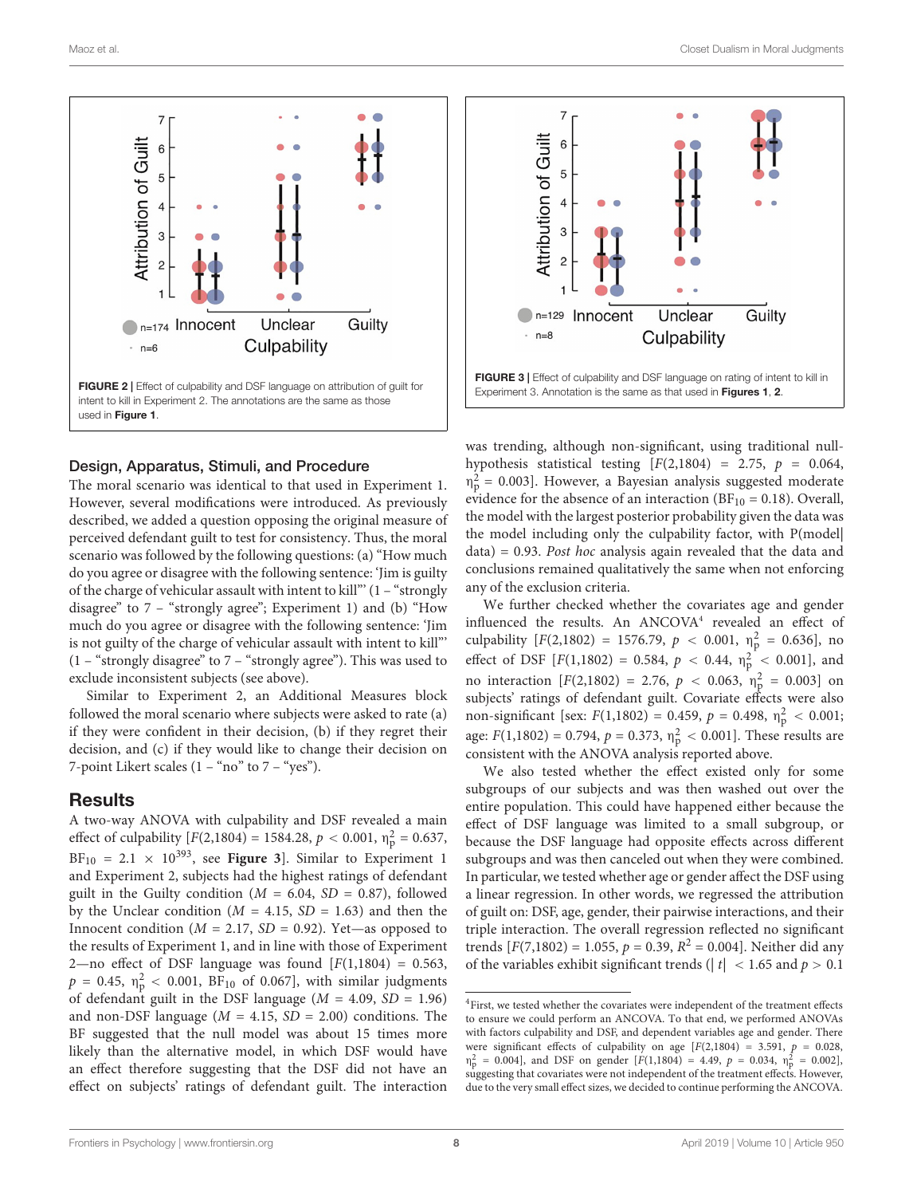FIGURE 2 | Effect of culpability and DSF language on attribution of guilt for intent to kill in Experiment 2. The annotations are the same as those used in **Figure 1**.

FIGURE 3 | Effect of culpability and DSF language on rating of intent to kill in Experiment 3. Annotation is the same as that used in **Figures 1**, **2**.

### Design, Apparatus, Stimuli, and Procedure

The moral scenario was identical to that used in Experiment 1. However, several modifications were introduced. As previously described, we added a question opposing the original measure of perceived defendant guilt to test for consistency. Thus, the moral scenario was followed by the following questions: (a) "How much do you agree or disagree with the following sentence: 'Jim is guilty of the charge of vehicular assault with intent to kill'" (1 – "strongly disagree" to 7 – "strongly agree"; Experiment 1) and (b) "How much do you agree or disagree with the following sentence: 'Jim is not guilty of the charge of vehicular assault with intent to kill'" (1 – "strongly disagree" to 7 – "strongly agree"). This was used to exclude inconsistent subjects (see above).

Similar to Experiment 2, an Additional Measures block followed the moral scenario where subjects were asked to rate (a) if they were confident in their decision, (b) if they regret their decision, and (c) if they would like to change their decision on 7-point Likert scales (1 – "no" to 7 – "yes").

## Results

A two-way ANOVA with culpability and DSF revealed a main effect of culpability [$F(2,1804) = 1584.28$, $p < 0.001$, $\eta_p^2 = 0.637$, $BF_{10} = 2.1 \times 10^{393}$, see **Figure 3**]. Similar to Experiment 1 and Experiment 2, subjects had the highest ratings of defendant guilt in the Guilty condition ($M = 6.04$, $SD = 0.87$), followed by the Unclear condition ($M = 4.15$, $SD = 1.63$) and then the Innocent condition ($M = 2.17$, $SD = 0.92$). Yet—as opposed to the results of Experiment 1, and in line with those of Experiment 2—no effect of DSF language was found [$F(1,1804) = 0.563$, $p = 0.45$, $\eta_p^2 < 0.001$, $BF_{10}$ of 0.067], with similar judgments of defendant guilt in the DSF language ($M = 4.09$, $SD = 1.96$) and non-DSF language ($M = 4.15$, $SD = 2.00$) conditions. The BF suggested that the null model was about 15 times more likely than the alternative model, in which DSF would have an effect therefore suggesting that the DSF did not have an effect on subjects' ratings of defendant guilt. The interaction was trending, although non-significant, using traditional null-hypothesis statistical testing [$F(2,1804) = 2.75$, $p = 0.064$, $\eta_p^2 = 0.003$]. However, a Bayesian analysis suggested moderate evidence for the absence of an interaction ($BF_{10} = 0.18$). Overall, the model with the largest posterior probability given the data was the model including only the culpability factor, with P(model| data) = 0.93. *Post hoc* analysis again revealed that the data and conclusions remained qualitatively the same when not enforcing any of the exclusion criteria.

We further checked whether the covariates age and gender influenced the results. An ANCOVA[4] revealed an effect of culpability [$F(2,1802) = 1576.79$, $p < 0.001$, $\eta_p^2 = 0.636$], no effect of DSF [$F(1,1802) = 0.584$, $p < 0.44$, $\eta_p^2 < 0.001$], and no interaction [$F(2,1802) = 2.76$, $p < 0.063$, $\eta_p^2 = 0.003$] on subjects' ratings of defendant guilt. Covariate effects were also non-significant [sex: $F(1,1802) = 0.459$, $p = 0.498$, $\eta_p^2 < 0.001$; age: $F(1,1802) = 0.794$, $p = 0.373$, $\eta_p^2 < 0.001$]. These results are consistent with the ANOVA analysis reported above.

We also tested whether the effect existed only for some subgroups of our subjects and was then washed out over the entire population. This could have happened either because the effect of DSF language was limited to a small subgroup, or because the DSF language had opposite effects across different subgroups and was then canceled out when they were combined. In particular, we tested whether age or gender affect the DSF using a linear regression. In other words, we regressed the attribution of guilt on: DSF, age, gender, their pairwise interactions, and their triple interaction. The overall regression reflected no significant trends [$F(7,1802) = 1.055$, $p = 0.39$, $R^2 = 0.004$]. Neither did any of the variables exhibit significant trends ($|t| < 1.65$ and $p > 0.1$

[4] First, we tested whether the covariates were independent of the treatment effects to ensure we could perform an ANCOVA. To that end, we performed ANOVAs with factors culpability and DSF, and dependent variables age and gender. There were significant effects of culpability on age [$F(2,1804) = 3.591$, $p = 0.028$, $\eta_p^2 = 0.004$], and DSF on gender [$F(1,1804) = 4.49$, $p = 0.034$, $\eta_p^2 = 0.002$], suggesting that covariates were not independent of the treatment effects. However, due to the very small effect sizes, we decided to continue performing the ANCOVA.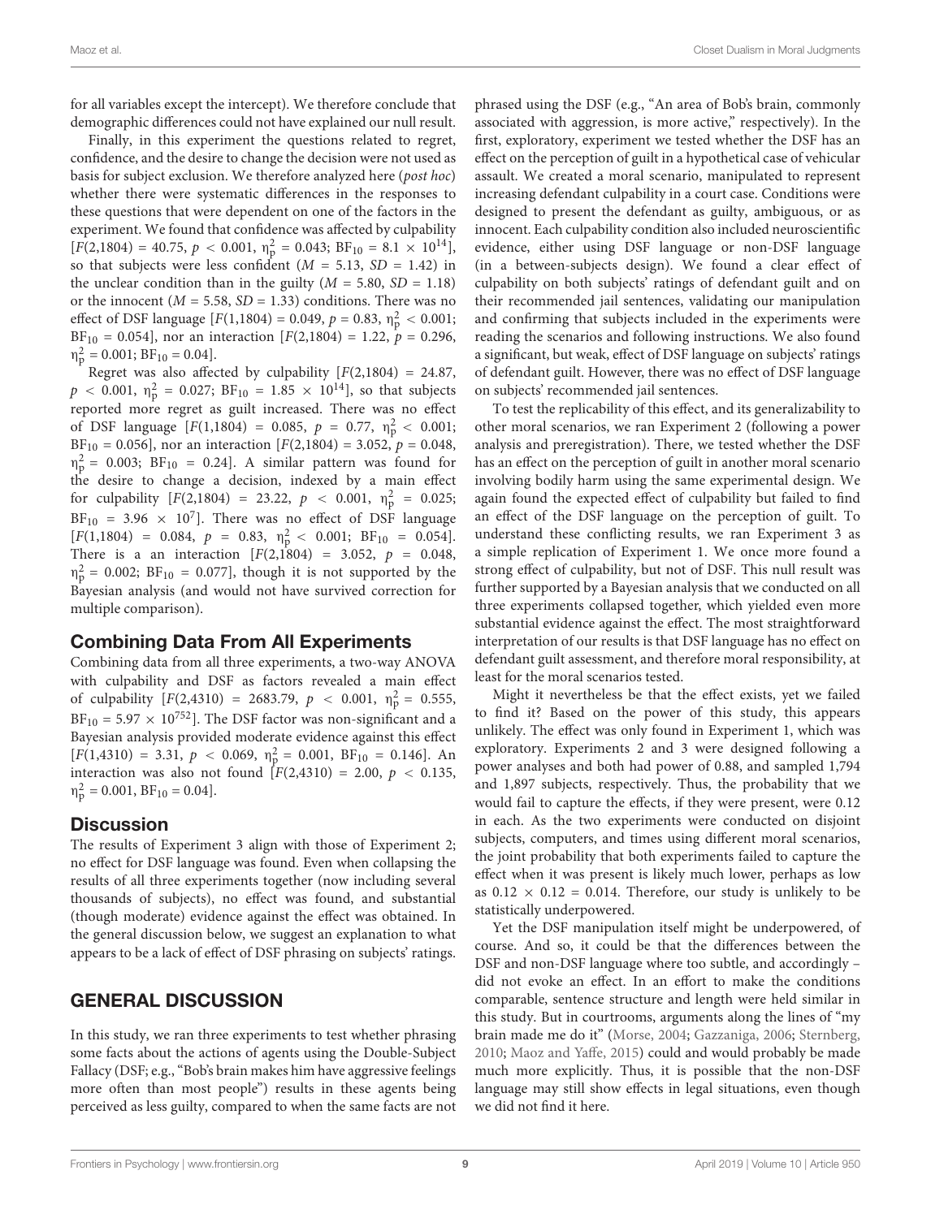for all variables except the intercept). We therefore conclude that demographic differences could not have explained our null result.

Finally, in this experiment the questions related to regret, confidence, and the desire to change the decision were not used as basis for subject exclusion. We therefore analyzed here (*post hoc*) whether there were systematic differences in the responses to these questions that were dependent on one of the factors in the experiment. We found that confidence was affected by culpability [$F(2,1804) = 40.75$, $p < 0.001$, $\eta_p^2 = 0.043$; $BF_{10} = 8.1 \times 10^{14}$], so that subjects were less confident ($M = 5.13$, $SD = 1.42$) in the unclear condition than in the guilty ($M = 5.80$, $SD = 1.18$) or the innocent ($M = 5.58$, $SD = 1.33$) conditions. There was no effect of DSF language [$F(1,1804) = 0.049$, $p = 0.83$, $\eta_p^2 < 0.001$; $BF_{10} = 0.054$], nor an interaction [$F(2,1804) = 1.22$, $p = 0.296$, $\eta_p^2 = 0.001$; $BF_{10} = 0.04$].

Regret was also affected by culpability [$F(2,1804) = 24.87$, $p < 0.001$, $\eta_p^2 = 0.027$; $BF_{10} = 1.85 \times 10^{14}$], so that subjects reported more regret as guilt increased. There was no effect of DSF language [$F(1,1804) = 0.085$, $p = 0.77$, $\eta_p^2 < 0.001$; $BF_{10} = 0.056$], nor an interaction [$F(2,1804) = 3.052$, $p = 0.048$, $\eta_p^2 = 0.003$; $BF_{10} = 0.24$]. A similar pattern was found for the desire to change a decision, indexed by a main effect for culpability [$F(2,1804) = 23.22$, $p < 0.001$, $\eta_p^2 = 0.025$; $BF_{10} = 3.96 \times 10^7$]. There was no effect of DSF language [$F(1,1804) = 0.084$, $p = 0.83$, $\eta_p^2 < 0.001$; $BF_{10} = 0.054$]. There is a an interaction [$F(2,1804) = 3.052$, $p = 0.048$, $\eta_p^2 = 0.002$; $BF_{10} = 0.077$], though it is not supported by the Bayesian analysis (and would not have survived correction for multiple comparison).

## Combining Data From All Experiments

Combining data from all three experiments, a two-way ANOVA with culpability and DSF as factors revealed a main effect of culpability [$F(2,4310) = 2683.79$, $p < 0.001$, $\eta_p^2 = 0.555$, $BF_{10} = 5.97 \times 10^{752}$]. The DSF factor was non-significant and a Bayesian analysis provided moderate evidence against this effect [$F(1,4310) = 3.31$, $p < 0.069$, $\eta_p^2 = 0.001$, $BF_{10} = 0.146$]. An interaction was also not found [$F(2,4310) = 2.00$, $p < 0.135$, $\eta_p^2 = 0.001$, $BF_{10} = 0.04$].

## Discussion

The results of Experiment 3 align with those of Experiment 2; no effect for DSF language was found. Even when collapsing the results of all three experiments together (now including several thousands of subjects), no effect was found, and substantial (though moderate) evidence against the effect was obtained. In the general discussion below, we suggest an explanation to what appears to be a lack of effect of DSF phrasing on subjects' ratings.

# GENERAL DISCUSSION

In this study, we ran three experiments to test whether phrasing some facts about the actions of agents using the Double-Subject Fallacy (DSF; e.g., "Bob's brain makes him have aggressive feelings more often than most people") results in these agents being perceived as less guilty, compared to when the same facts are not phrased using the DSF (e.g., "An area of Bob's brain, commonly associated with aggression, is more active," respectively). In the first, exploratory, experiment we tested whether the DSF has an effect on the perception of guilt in a hypothetical case of vehicular assault. We created a moral scenario, manipulated to represent increasing defendant culpability in a court case. Conditions were designed to present the defendant as guilty, ambiguous, or as innocent. Each culpability condition also included neuroscientific evidence, either using DSF language or non-DSF language (in a between-subjects design). We found a clear effect of culpability on both subjects' ratings of defendant guilt and on their recommended jail sentences, validating our manipulation and confirming that subjects included in the experiments were reading the scenarios and following instructions. We also found a significant, but weak, effect of DSF language on subjects' ratings of defendant guilt. However, there was no effect of DSF language on subjects' recommended jail sentences.

To test the replicability of this effect, and its generalizability to other moral scenarios, we ran Experiment 2 (following a power analysis and preregistration). There, we tested whether the DSF has an effect on the perception of guilt in another moral scenario involving bodily harm using the same experimental design. We again found the expected effect of culpability but failed to find an effect of the DSF language on the perception of guilt. To understand these conflicting results, we ran Experiment 3 as a simple replication of Experiment 1. We once more found a strong effect of culpability, but not of DSF. This null result was further supported by a Bayesian analysis that we conducted on all three experiments collapsed together, which yielded even more substantial evidence against the effect. The most straightforward interpretation of our results is that DSF language has no effect on defendant guilt assessment, and therefore moral responsibility, at least for the moral scenarios tested.

Might it nevertheless be that the effect exists, yet we failed to find it? Based on the power of this study, this appears unlikely. The effect was only found in Experiment 1, which was exploratory. Experiments 2 and 3 were designed following a power analyses and both had power of 0.88, and sampled 1,794 and 1,897 subjects, respectively. Thus, the probability that we would fail to capture the effects, if they were present, were 0.12 in each. As the two experiments were conducted on disjoint subjects, computers, and times using different moral scenarios, the joint probability that both experiments failed to capture the effect when it was present is likely much lower, perhaps as low as $0.12 \times 0.12 = 0.014$. Therefore, our study is unlikely to be statistically underpowered.

Yet the DSF manipulation itself might be underpowered, of course. And so, it could be that the differences between the DSF and non-DSF language where too subtle, and accordingly – did not evoke an effect. In an effort to make the conditions comparable, sentence structure and length were held similar in this study. But in courtrooms, arguments along the lines of "my brain made me do it" (Morse, 2004; Gazzaniga, 2006; Sternberg, 2010; Maoz and Yaffe, 2015) could and would probably be made much more explicitly. Thus, it is possible that the non-DSF language may still show effects in legal situations, even though we did not find it here.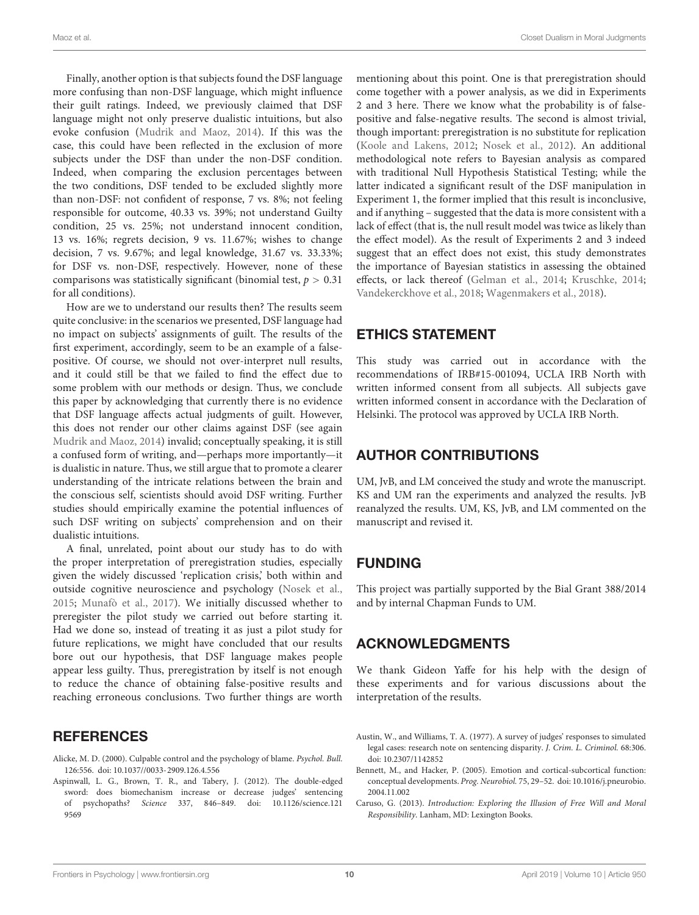Finally, another option is that subjects found the DSF language more confusing than non-DSF language, which might influence their guilt ratings. Indeed, we previously claimed that DSF language might not only preserve dualistic intuitions, but also evoke confusion (Mudrik and Maoz, 2014). If this was the case, this could have been reflected in the exclusion of more subjects under the DSF than under the non-DSF condition. Indeed, when comparing the exclusion percentages between the two conditions, DSF tended to be excluded slightly more than non-DSF: not confident of response, 7 vs. 8%; not feeling responsible for outcome, 40.33 vs. 39%; not understand Guilty condition, 25 vs. 25%; not understand innocent condition, 13 vs. 16%; regrets decision, 9 vs. 11.67%; wishes to change decision, 7 vs. 9.67%; and legal knowledge, 31.67 vs. 33.33%; for DSF vs. non-DSF, respectively. However, none of these comparisons was statistically significant (binomial test, $p > 0.31$ for all conditions).

How are we to understand our results then? The results seem quite conclusive: in the scenarios we presented, DSF language had no impact on subjects' assignments of guilt. The results of the first experiment, accordingly, seem to be an example of a false-positive. Of course, we should not over-interpret null results, and it could still be that we failed to find the effect due to some problem with our methods or design. Thus, we conclude this paper by acknowledging that currently there is no evidence that DSF language affects actual judgments of guilt. However, this does not render our other claims against DSF (see again Mudrik and Maoz, 2014) invalid; conceptually speaking, it is still a confused form of writing, and—perhaps more importantly—it is dualistic in nature. Thus, we still argue that to promote a clearer understanding of the intricate relations between the brain and the conscious self, scientists should avoid DSF writing. Further studies should empirically examine the potential influences of such DSF writing on subjects' comprehension and on their dualistic intuitions.

A final, unrelated, point about our study has to do with the proper interpretation of preregistration studies, especially given the widely discussed 'replication crisis,' both within and outside cognitive neuroscience and psychology (Nosek et al., 2015; Munafò et al., 2017). We initially discussed whether to preregister the pilot study we carried out before starting it. Had we done so, instead of treating it as just a pilot study for future replications, we might have concluded that our results bore out our hypothesis, that DSF language makes people appear less guilty. Thus, preregistration by itself is not enough to reduce the chance of obtaining false-positive results and reaching erroneous conclusions. Two further things are worth mentioning about this point. One is that preregistration should come together with a power analysis, as we did in Experiments 2 and 3 here. There we know what the probability is of false-positive and false-negative results. The second is almost trivial, though important: preregistration is no substitute for replication (Koole and Lakens, 2012; Nosek et al., 2012). An additional methodological note refers to Bayesian analysis as compared with traditional Null Hypothesis Statistical Testing; while the latter indicated a significant result of the DSF manipulation in Experiment 1, the former implied that this result is inconclusive, and if anything – suggested that the data is more consistent with a lack of effect (that is, the null result model was twice as likely than the effect model). As the result of Experiments 2 and 3 indeed suggest that an effect does not exist, this study demonstrates the importance of Bayesian statistics in assessing the obtained effects, or lack thereof (Gelman et al., 2014; Kruschke, 2014; Vandekerckhove et al., 2018; Wagenmakers et al., 2018).

## ETHICS STATEMENT

This study was carried out in accordance with the recommendations of IRB#15-001094, UCLA IRB North with written informed consent from all subjects. All subjects gave written informed consent in accordance with the Declaration of Helsinki. The protocol was approved by UCLA IRB North.

## AUTHOR CONTRIBUTIONS

UM, JvB, and LM conceived the study and wrote the manuscript. KS and UM ran the experiments and analyzed the results. JvB reanalyzed the results. UM, KS, JvB, and LM commented on the manuscript and revised it.

## FUNDING

This project was partially supported by the Bial Grant 388/2014 and by internal Chapman Funds to UM.

## ACKNOWLEDGMENTS

We thank Gideon Yaffe for his help with the design of these experiments and for various discussions about the interpretation of the results.

## REFERENCES

Alicke, M. D. (2000). Culpable control and the psychology of blame. *Psychol. Bull.* 126:556. doi: 10.1037//0033-2909.126.4.556

Aspinwall, L. G., Brown, T. R., and Tabery, J. (2012). The double-edged sword: does biomechanism increase or decrease judges' sentencing of psychopaths? *Science* 337, 846–849. doi: 10.1126/science.1219569

Austin, W., and Williams, T. A. (1977). A survey of judges' responses to simulated legal cases: research note on sentencing disparity. *J. Crim. L. Criminol.* 68:306. doi: 10.2307/1142852

Bennett, M., and Hacker, P. (2005). Emotion and cortical-subcortical function: conceptual developments. *Prog. Neurobiol.* 75, 29–52. doi: 10.1016/j.pneurobio.2004.11.002

Caruso, G. (2013). *Introduction: Exploring the Illusion of Free Will and Moral Responsibility*. Lanham, MD: Lexington Books.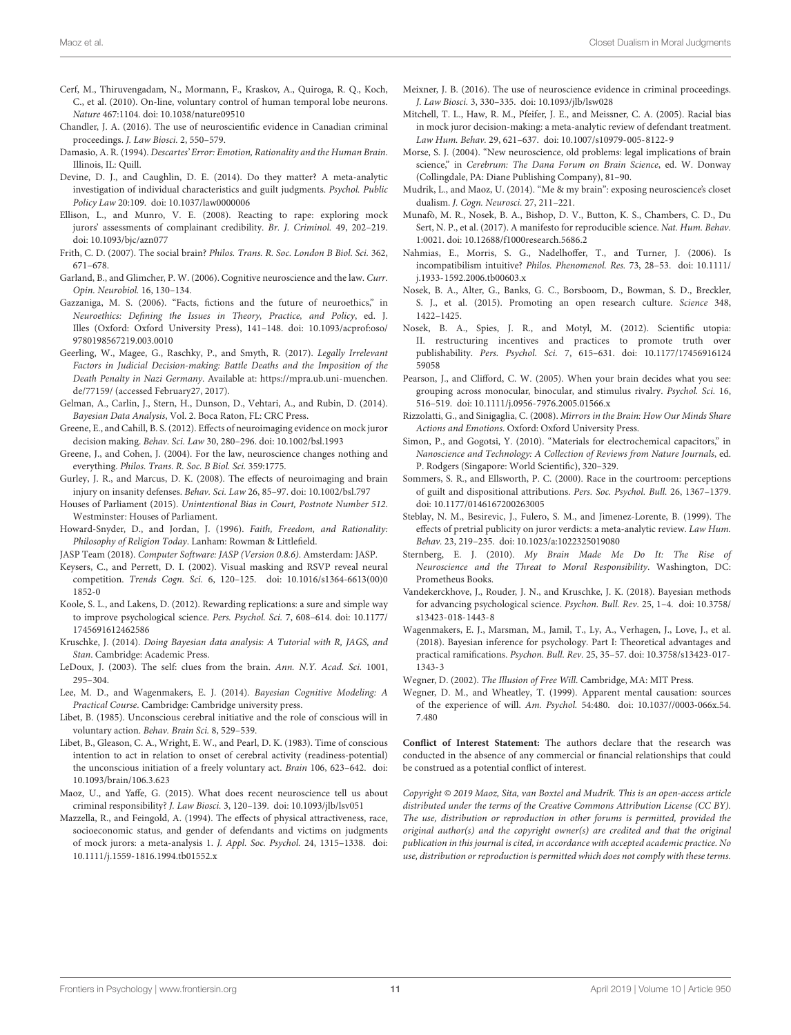Cerf, M., Thiruvengadam, N., Mormann, F., Kraskov, A., Quiroga, R. Q., Koch, C., et al. (2010). On-line, voluntary control of human temporal lobe neurons. *Nature* 467:1104. doi: 10.1038/nature09510

Chandler, J. A. (2016). The use of neuroscientific evidence in Canadian criminal proceedings. *J. Law Biosci.* 2, 550–579.

Damasio, A. R. (1994). *Descartes' Error: Emotion, Rationality and the Human Brain*. Illinois, IL: Quill.

Devine, D. J., and Caughlin, D. E. (2014). Do they matter? A meta-analytic investigation of individual characteristics and guilt judgments. *Psychol. Public Policy Law* 20:109. doi: 10.1037/law0000006

Ellison, L., and Munro, V. E. (2008). Reacting to rape: exploring mock jurors' assessments of complainant credibility. *Br. J. Criminol.* 49, 202–219. doi: 10.1093/bjc/azn077

Frith, C. D. (2007). The social brain? *Philos. Trans. R. Soc. London B Biol. Sci.* 362, 671–678.

Garland, B., and Glimcher, P. W. (2006). Cognitive neuroscience and the law. *Curr. Opin. Neurobiol.* 16, 130–134.

Gazzaniga, M. S. (2006). "Facts, fictions and the future of neuroethics," in *Neuroethics: Defining the Issues in Theory, Practice, and Policy*, ed. J. Illes (Oxford: Oxford University Press), 141–148. doi: 10.1093/acprof:oso/9780198567219.003.0010

Geerling, W., Magee, G., Raschky, P., and Smyth, R. (2017). *Legally Irrelevant Factors in Judicial Decision-making: Battle Deaths and the Imposition of the Death Penalty in Nazi Germany*. Available at: https://mpra.ub.uni-muenchen.de/77159/ (accessed February27, 2017).

Gelman, A., Carlin, J., Stern, H., Dunson, D., Vehtari, A., and Rubin, D. (2014). *Bayesian Data Analysis*, Vol. 2. Boca Raton, FL: CRC Press.

Greene, E., and Cahill, B. S. (2012). Effects of neuroimaging evidence on mock juror decision making. *Behav. Sci. Law* 30, 280–296. doi: 10.1002/bsl.1993

Greene, J., and Cohen, J. (2004). For the law, neuroscience changes nothing and everything. *Philos. Trans. R. Soc. B Biol. Sci.* 359:1775.

Gurley, J. R., and Marcus, D. K. (2008). The effects of neuroimaging and brain injury on insanity defenses. *Behav. Sci. Law* 26, 85–97. doi: 10.1002/bsl.797

Houses of Parliament (2015). *Unintentional Bias in Court, Postnote Number 512*. Westminster: Houses of Parliament.

Howard-Snyder, D., and Jordan, J. (1996). *Faith, Freedom, and Rationality: Philosophy of Religion Today*. Lanham: Rowman & Littlefield.

JASP Team (2018). *Computer Software: JASP (Version 0.8.6)*. Amsterdam: JASP.

Keysers, C., and Perrett, D. I. (2002). Visual masking and RSVP reveal neural competition. *Trends Cogn. Sci.* 6, 120–125. doi: 10.1016/s1364-6613(00)01852-0

Koole, S. L., and Lakens, D. (2012). Rewarding replications: a sure and simple way to improve psychological science. *Pers. Psychol. Sci.* 7, 608–614. doi: 10.1177/1745691612462586

Kruschke, J. (2014). *Doing Bayesian data analysis: A Tutorial with R, JAGS, and Stan*. Cambridge: Academic Press.

LeDoux, J. (2003). The self: clues from the brain. *Ann. N.Y. Acad. Sci.* 1001, 295–304.

Lee, M. D., and Wagenmakers, E. J. (2014). *Bayesian Cognitive Modeling: A Practical Course*. Cambridge: Cambridge university press.

Libet, B. (1985). Unconscious cerebral initiative and the role of conscious will in voluntary action. *Behav. Brain Sci.* 8, 529–539.

Libet, B., Gleason, C. A., Wright, E. W., and Pearl, D. K. (1983). Time of conscious intention to act in relation to onset of cerebral activity (readiness-potential) the unconscious initiation of a freely voluntary act. *Brain* 106, 623–642. doi: 10.1093/brain/106.3.623

Maoz, U., and Yaffe, G. (2015). What does recent neuroscience tell us about criminal responsibility? *J. Law Biosci.* 3, 120–139. doi: 10.1093/jlb/lsv051

Mazzella, R., and Feingold, A. (1994). The effects of physical attractiveness, race, socioeconomic status, and gender of defendants and victims on judgments of mock jurors: a meta-analysis 1. *J. Appl. Soc. Psychol.* 24, 1315–1338. doi: 10.1111/j.1559-1816.1994.tb01552.x

Meixner, J. B. (2016). The use of neuroscience evidence in criminal proceedings. *J. Law Biosci.* 3, 330–335. doi: 10.1093/jlb/lsw028

Mitchell, T. L., Haw, R. M., Pfeifer, J. E., and Meissner, C. A. (2005). Racial bias in mock juror decision-making: a meta-analytic review of defendant treatment. *Law Hum. Behav.* 29, 621–637. doi: 10.1007/s10979-005-8122-9

Morse, S. J. (2004). "New neuroscience, old problems: legal implications of brain science," in *Cerebrum: The Dana Forum on Brain Science*, ed. W. Donway (Collingdale, PA: Diane Publishing Company), 81–90.

Mudrik, L., and Maoz, U. (2014). "Me & my brain": exposing neuroscience's closet dualism. *J. Cogn. Neurosci.* 27, 211–221.

Munafò, M. R., Nosek, B. A., Bishop, D. V., Button, K. S., Chambers, C. D., Du Sert, N. P., et al. (2017). A manifesto for reproducible science. *Nat. Hum. Behav.* 1:0021. doi: 10.12688/f1000research.5686.2

Nahmias, E., Morris, S. G., Nadelhoffer, T., and Turner, J. (2006). Is incompatibilism intuitive? *Philos. Phenomenol. Res.* 73, 28–53. doi: 10.1111/j.1933-1592.2006.tb00603.x

Nosek, B. A., Alter, G., Banks, G. C., Borsboom, D., Bowman, S. D., Breckler, S. J., et al. (2015). Promoting an open research culture. *Science* 348, 1422–1425.

Nosek, B. A., Spies, J. R., and Motyl, M. (2012). Scientific utopia: II. restructuring incentives and practices to promote truth over publishability. *Pers. Psychol. Sci.* 7, 615–631. doi: 10.1177/1745691612459058

Pearson, J., and Clifford, C. W. (2005). When your brain decides what you see: grouping across monocular, binocular, and stimulus rivalry. *Psychol. Sci.* 16, 516–519. doi: 10.1111/j.0956-7976.2005.01566.x

Rizzolatti, G., and Sinigaglia, C. (2008). *Mirrors in the Brain: How Our Minds Share Actions and Emotions*. Oxford: Oxford University Press.

Simon, P., and Gogotsi, Y. (2010). "Materials for electrochemical capacitors," in *Nanoscience and Technology: A Collection of Reviews from Nature Journals*, ed. P. Rodgers (Singapore: World Scientific), 320–329.

Sommers, S. R., and Ellsworth, P. C. (2000). Race in the courtroom: perceptions of guilt and dispositional attributions. *Pers. Soc. Psychol. Bull.* 26, 1367–1379. doi: 10.1177/0146167200263005

Steblay, N. M., Besirevic, J., Fulero, S. M., and Jimenez-Lorente, B. (1999). The effects of pretrial publicity on juror verdicts: a meta-analytic review. *Law Hum. Behav.* 23, 219–235. doi: 10.1023/a:1022325019080

Sternberg, E. J. (2010). *My Brain Made Me Do It: The Rise of Neuroscience and the Threat to Moral Responsibility*. Washington, DC: Prometheus Books.

Vandekerckhove, J., Rouder, J. N., and Kruschke, J. K. (2018). Bayesian methods for advancing psychological science. *Psychon. Bull. Rev.* 25, 1–4. doi: 10.3758/s13423-018-1443-8

Wagenmakers, E. J., Marsman, M., Jamil, T., Ly, A., Verhagen, J., Love, J., et al. (2018). Bayesian inference for psychology. Part I: Theoretical advantages and practical ramifications. *Psychon. Bull. Rev.* 25, 35–57. doi: 10.3758/s13423-017-1343-3

Wegner, D. (2002). *The Illusion of Free Will*. Cambridge, MA: MIT Press.

Wegner, D. M., and Wheatley, T. (1999). Apparent mental causation: sources of the experience of will. *Am. Psychol.* 54:480. doi: 10.1037//0003-066x.54.7.480

**Conflict of Interest Statement:** The authors declare that the research was conducted in the absence of any commercial or financial relationships that could be construed as a potential conflict of interest.

*Copyright © 2019 Maoz, Sita, van Boxtel and Mudrik. This is an open-access article distributed under the terms of the Creative Commons Attribution License (CC BY). The use, distribution or reproduction in other forums is permitted, provided the original author(s) and the copyright owner(s) are credited and that the original publication in this journal is cited, in accordance with accepted academic practice. No use, distribution or reproduction is permitted which does not comply with these terms.*